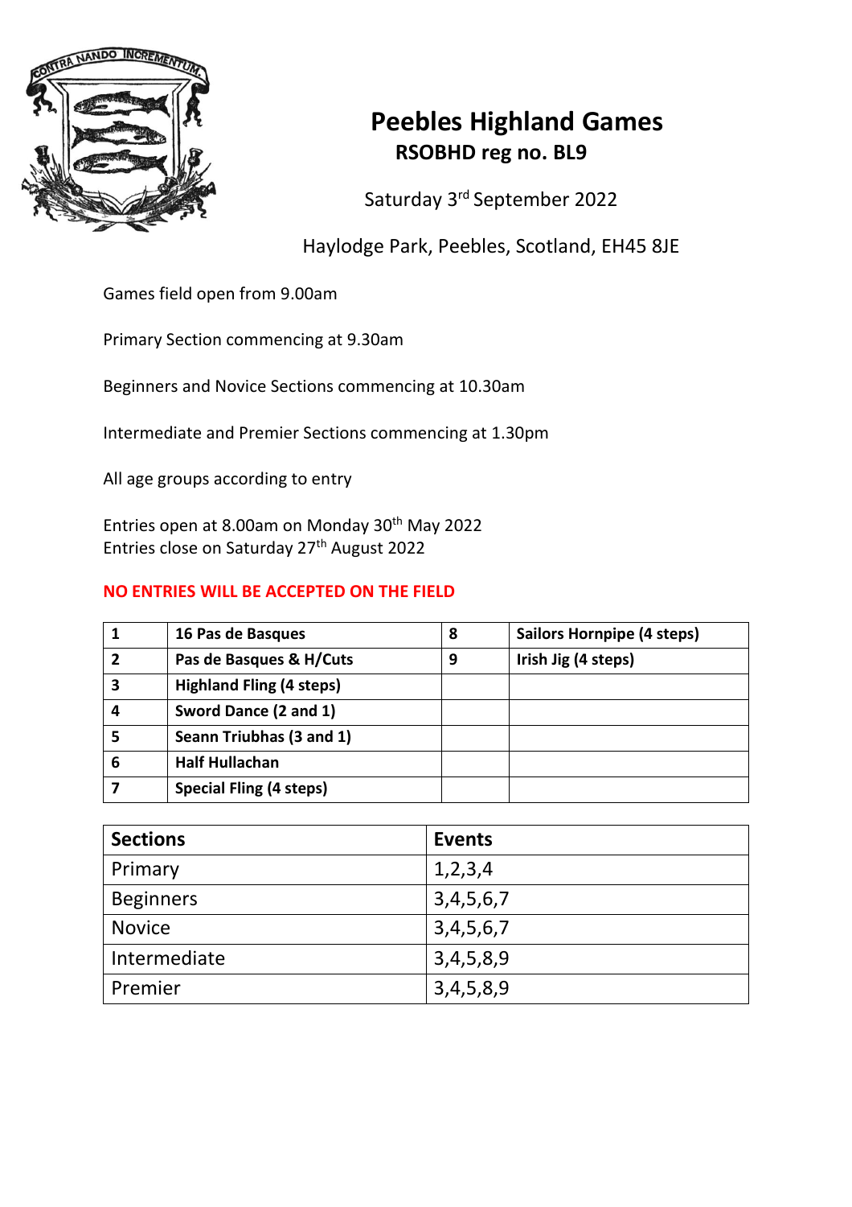# Peebles Highland Games

**RSOBHD reg no. BL9**

Saturday 3rd September 2022

Haylodge Park, Peebles, Scotland, EH45 8JE

Games field open from 9.00am

Primary Section commencing at 9.30am

Beginners and Novice Sections commencing at 10.30am

Intermediate and Premier Sections commencing at 1.30pm

All age groups according to entry

Entries open at 8.00am on Monday 30th May 2022
Entries close on Saturday 27th August 2022

**NO ENTRIES WILL BE ACCEPTED ON THE FIELD**

| | | | |
|---|---|---|---|
| **1** | **16 Pas de Basques** | **8** | **Sailors Hornpipe (4 steps)** |
| **2** | **Pas de Basques & H/Cuts** | **9** | **Irish Jig (4 steps)** |
| **3** | **Highland Fling (4 steps)** | | |
| **4** | **Sword Dance (2 and 1)** | | |
| **5** | **Seann Triubhas (3 and 1)** | | |
| **6** | **Half Hullachan** | | |
| **7** | **Special Fling (4 steps)** | | |

| **Sections** | **Events** |
|---|---|
| Primary | 1,2,3,4 |
| Beginners | 3,4,5,6,7 |
| Novice | 3,4,5,6,7 |
| Intermediate | 3,4,5,8,9 |
| Premier | 3,4,5,8,9 |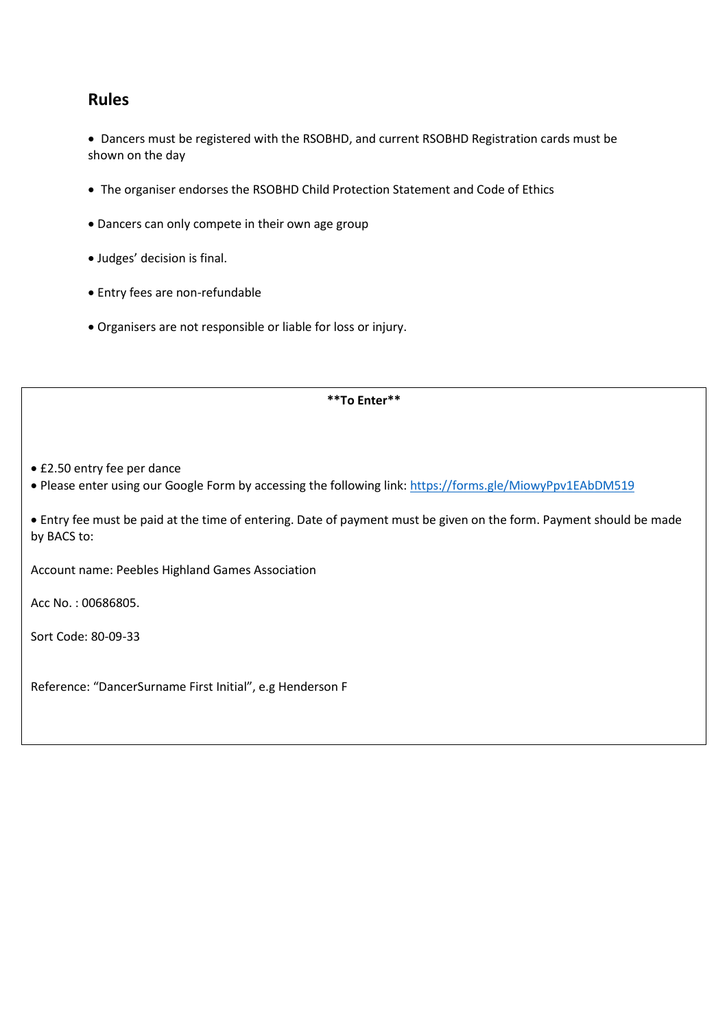## Rules

- Dancers must be registered with the RSOBHD, and current RSOBHD Registration cards must be shown on the day
- The organiser endorses the RSOBHD Child Protection Statement and Code of Ethics
- Dancers can only compete in their own age group
- Judges' decision is final.
- Entry fees are non-refundable
- Organisers are not responsible or liable for loss or injury.

**To Enter**

- £2.50 entry fee per dance
- Please enter using our Google Form by accessing the following link: https://forms.gle/MiowyPpv1EAbDM519

- Entry fee must be paid at the time of entering. Date of payment must be given on the form. Payment should be made by BACS to:

Account name: Peebles Highland Games Association

Acc No. : 00686805.

Sort Code: 80-09-33

Reference: "DancerSurname First Initial", e.g Henderson F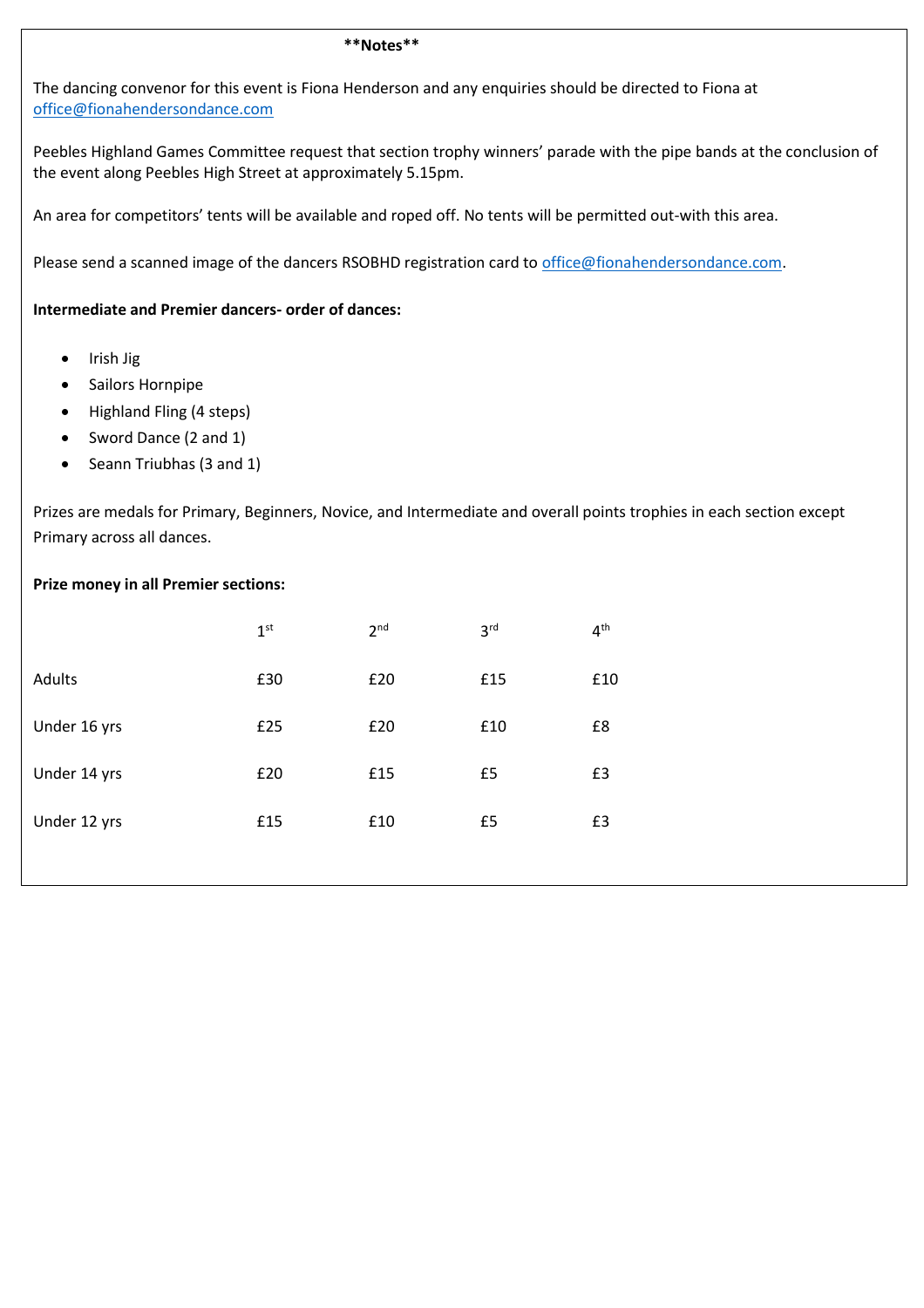**Notes**

The dancing convenor for this event is Fiona Henderson and any enquiries should be directed to Fiona at office@fionahendersondance.com

Peebles Highland Games Committee request that section trophy winners' parade with the pipe bands at the conclusion of the event along Peebles High Street at approximately 5.15pm.

An area for competitors' tents will be available and roped off. No tents will be permitted out-with this area.

Please send a scanned image of the dancers RSOBHD registration card to office@fionahendersondance.com.

**Intermediate and Premier dancers- order of dances:**

- Irish Jig
- Sailors Hornpipe
- Highland Fling (4 steps)
- Sword Dance (2 and 1)
- Seann Triubhas (3 and 1)

Prizes are medals for Primary, Beginners, Novice, and Intermediate and overall points trophies in each section except Primary across all dances.

**Prize money in all Premier sections:**

| | 1st | 2nd | 3rd | 4th |
|---|---|---|---|---|
| Adults | £30 | £20 | £15 | £10 |
| Under 16 yrs | £25 | £20 | £10 | £8 |
| Under 14 yrs | £20 | £15 | £5 | £3 |
| Under 12 yrs | £15 | £10 | £5 | £3 |